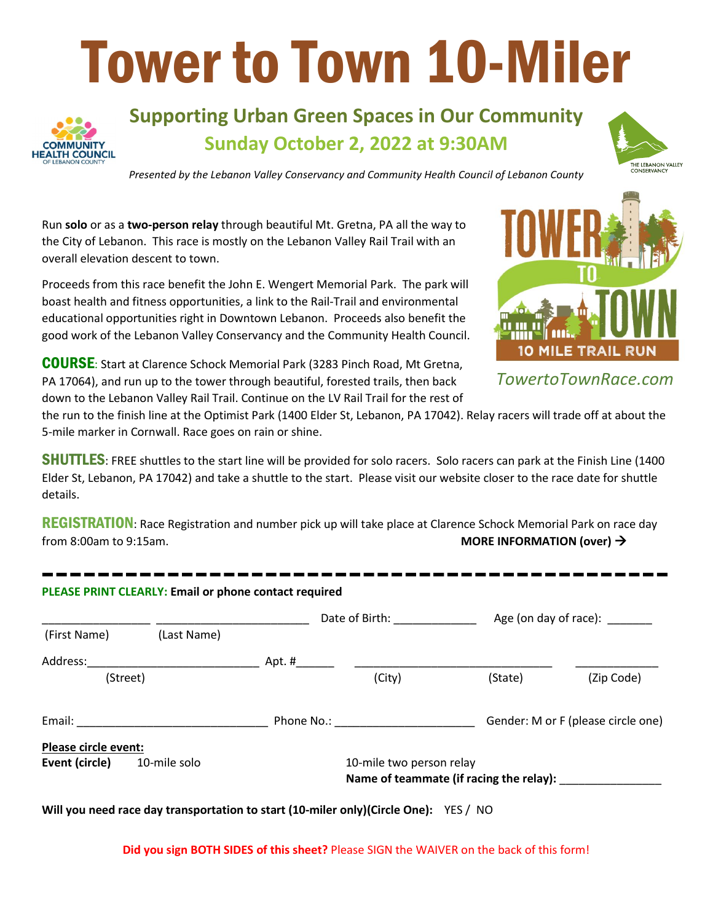# Tower to Town 10-Miler

## Supporting Urban Green Spaces in Our Community

## Sunday October 2, 2022 at 9:30AM

*Presented by the Lebanon Valley Conservancy and Community Health Council of Lebanon County*

Run **solo** or as a **two-person relay** through beautiful Mt. Gretna, PA all the way to the City of Lebanon. This race is mostly on the Lebanon Valley Rail Trail with an overall elevation descent to town.

Proceeds from this race benefit the John E. Wengert Memorial Park. The park will boast health and fitness opportunities, a link to the Rail-Trail and environmental educational opportunities right in Downtown Lebanon. Proceeds also benefit the good work of the Lebanon Valley Conservancy and the Community Health Council.

*TowertoTownRace.com*

**COURSE**: Start at Clarence Schock Memorial Park (3283 Pinch Road, Mt Gretna, PA 17064), and run up to the tower through beautiful, forested trails, then back down to the Lebanon Valley Rail Trail. Continue on the LV Rail Trail for the rest of the run to the finish line at the Optimist Park (1400 Elder St, Lebanon, PA 17042). Relay racers will trade off at about the 5-mile marker in Cornwall. Race goes on rain or shine.

**SHUTTLES**: FREE shuttles to the start line will be provided for solo racers. Solo racers can park at the Finish Line (1400 Elder St, Lebanon, PA 17042) and take a shuttle to the start. Please visit our website closer to the race date for shuttle details.

**REGISTRATION**: Race Registration and number pick up will take place at Clarence Schock Memorial Park on race day from 8:00am to 9:15am.

**MORE INFORMATION (over) →**

---

**PLEASE PRINT CLEARLY: Email or phone contact required**

________________ ________________________ Date of Birth: _____________ Age (on day of race): _______

(First Name) (Last Name)

Address:___________________________ Apt. #______ _______________________________ _____________

(Street) (City) (State) (Zip Code)

Email: ______________________________ Phone No.: _____________________ Gender: M or F (please circle one)

**Please circle event:**

**Event (circle)** 10-mile solo 10-mile two person relay

**Name of teammate (if racing the relay):** ________________

**Will you need race day transportation to start (10-miler only)(Circle One):** YES / NO

**Did you sign BOTH SIDES of this sheet?** Please SIGN the WAIVER on the back of this form!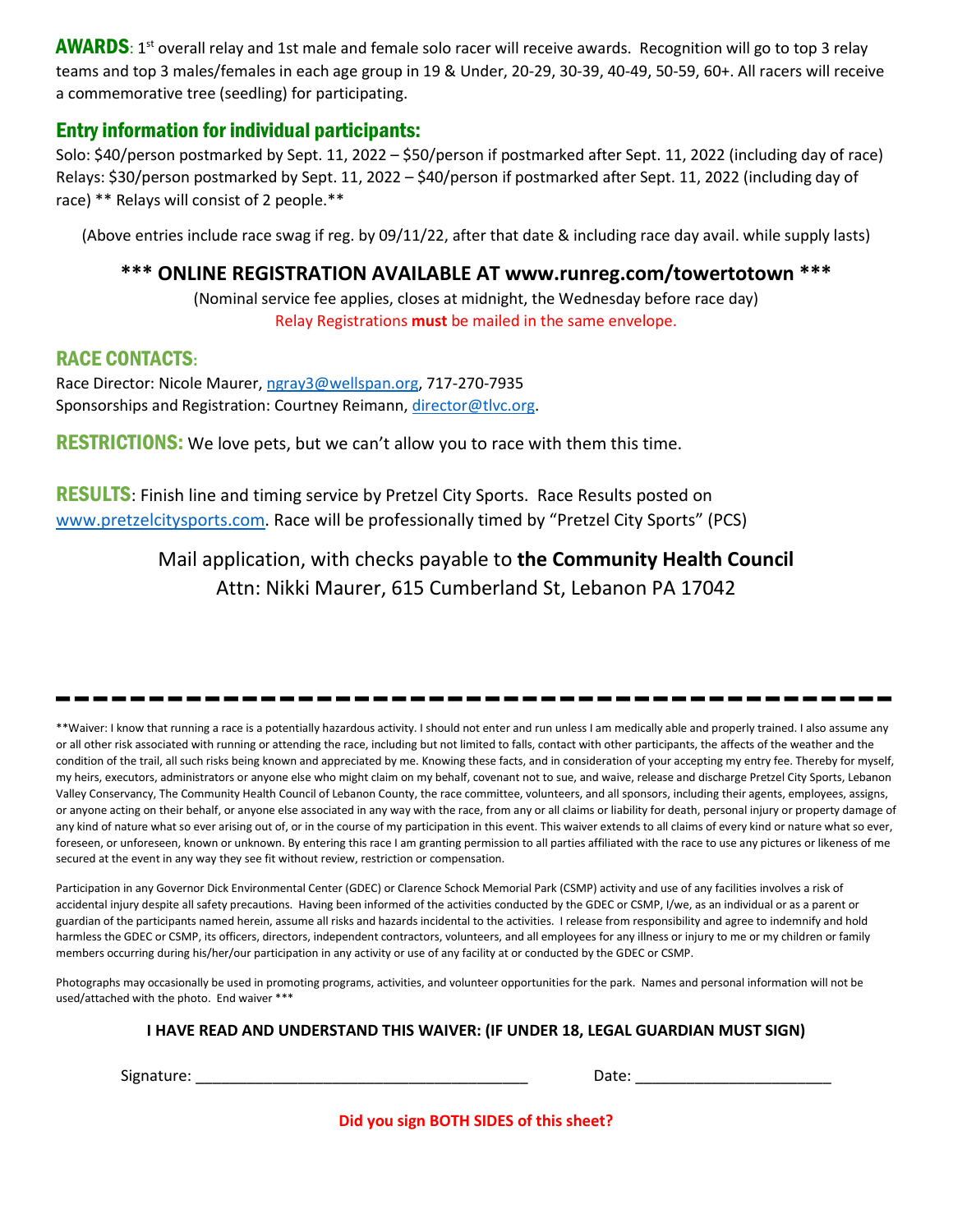**AWARDS**: 1st overall relay and 1st male and female solo racer will receive awards. Recognition will go to top 3 relay teams and top 3 males/females in each age group in 19 & Under, 20-29, 30-39, 40-49, 50-59, 60+. All racers will receive a commemorative tree (seedling) for participating.

## Entry information for individual participants:

Solo: $40/person postmarked by Sept. 11, 2022 – $50/person if postmarked after Sept. 11, 2022 (including day of race)
Relays: $30/person postmarked by Sept. 11, 2022 – $40/person if postmarked after Sept. 11, 2022 (including day of race) ** Relays will consist of 2 people.**

(Above entries include race swag if reg. by 09/11/22, after that date & including race day avail. while supply lasts)

**\*\*\* ONLINE REGISTRATION AVAILABLE AT www.runreg.com/towertotown \*\*\***

(Nominal service fee applies, closes at midnight, the Wednesday before race day)

Relay Registrations **must** be mailed in the same envelope.

## RACE CONTACTS:

Race Director: Nicole Maurer, ngray3@wellspan.org, 717-270-7935
Sponsorships and Registration: Courtney Reimann, director@tlvc.org.

**RESTRICTIONS:** We love pets, but we can't allow you to race with them this time.

**RESULTS**: Finish line and timing service by Pretzel City Sports. Race Results posted on www.pretzelcitysports.com. Race will be professionally timed by "Pretzel City Sports" (PCS)

Mail application, with checks payable to **the Community Health Council**
Attn: Nikki Maurer, 615 Cumberland St, Lebanon PA 17042

---

**Waiver: I know that running a race is a potentially hazardous activity. I should not enter and run unless I am medically able and properly trained. I also assume any or all other risk associated with running or attending the race, including but not limited to falls, contact with other participants, the affects of the weather and the condition of the trail, all such risks being known and appreciated by me. Knowing these facts, and in consideration of your accepting my entry fee. Thereby for myself, my heirs, executors, administrators or anyone else who might claim on my behalf, covenant not to sue, and waive, release and discharge Pretzel City Sports, Lebanon Valley Conservancy, The Community Health Council of Lebanon County, the race committee, volunteers, and all sponsors, including their agents, employees, assigns, or anyone acting on their behalf, or anyone else associated in any way with the race, from any or all claims or liability for death, personal injury or property damage of any kind of nature what so ever arising out of, or in the course of my participation in this event. This waiver extends to all claims of every kind or nature what so ever, foreseen, or unforeseen, known or unknown. By entering this race I am granting permission to all parties affiliated with the race to use any pictures or likeness of me secured at the event in any way they see fit without review, restriction or compensation.

Participation in any Governor Dick Environmental Center (GDEC) or Clarence Schock Memorial Park (CSMP) activity and use of any facilities involves a risk of accidental injury despite all safety precautions. Having been informed of the activities conducted by the GDEC or CSMP, I/we, as an individual or as a parent or guardian of the participants named herein, assume all risks and hazards incidental to the activities. I release from responsibility and agree to indemnify and hold harmless the GDEC or CSMP, its officers, directors, independent contractors, volunteers, and all employees for any illness or injury to me or my children or family members occurring during his/her/our participation in any activity or use of any facility at or conducted by the GDEC or CSMP.

Photographs may occasionally be used in promoting programs, activities, and volunteer opportunities for the park. Names and personal information will not be used/attached with the photo. End waiver ***

**I HAVE READ AND UNDERSTAND THIS WAIVER: (IF UNDER 18, LEGAL GUARDIAN MUST SIGN)**

Signature: ________________________________________ Date: _______________________

**Did you sign BOTH SIDES of this sheet?**